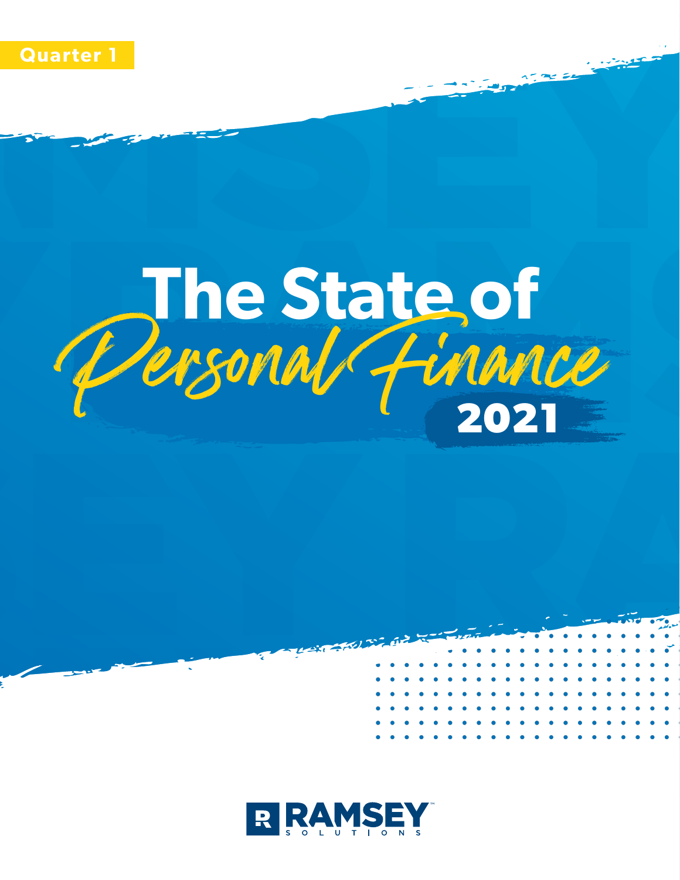Quarter 1

# The State of *Personal Finance* 2021

RAMSEY SOLUTIONS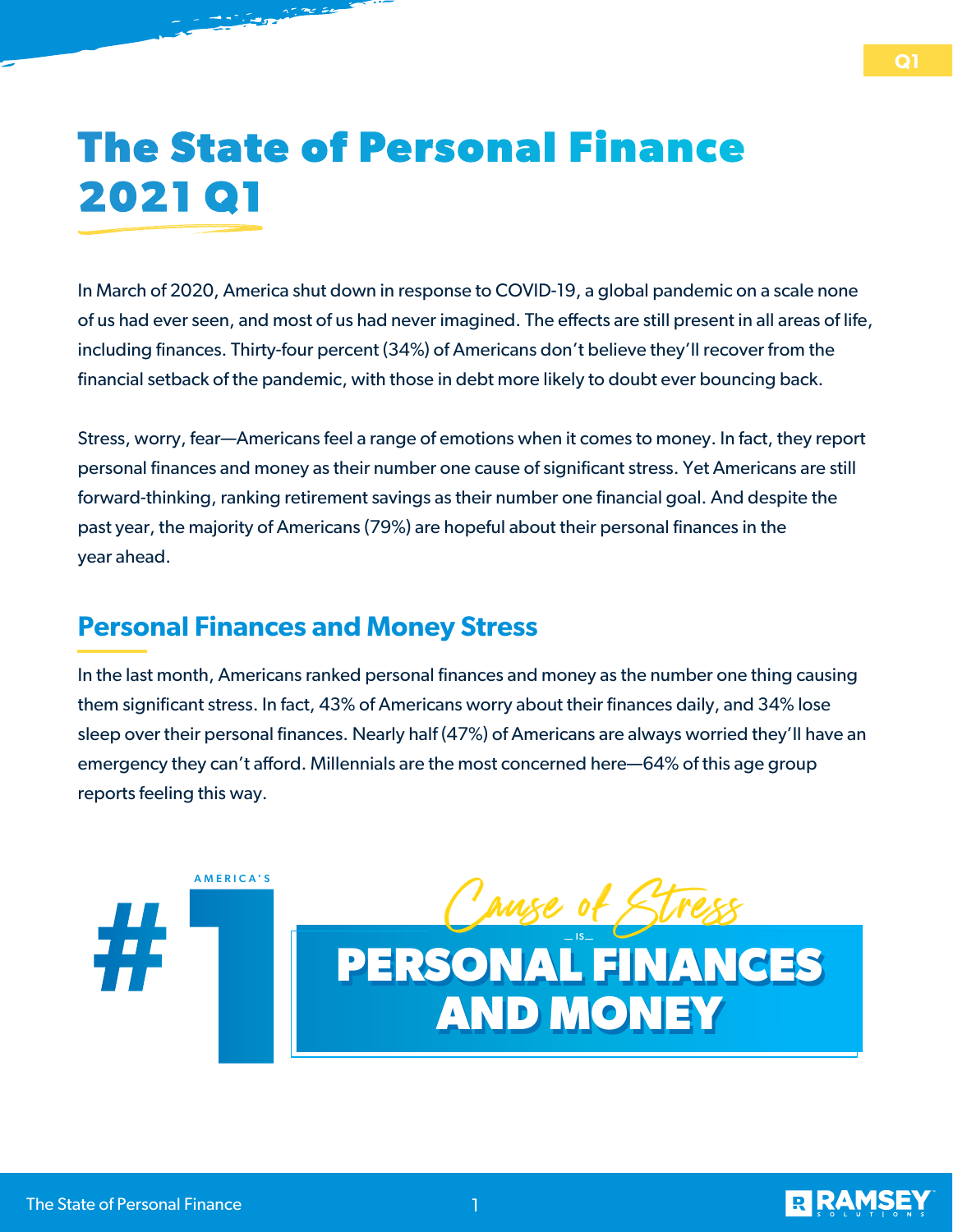# The State of Personal Finance 2021 Q1

In March of 2020, America shut down in response to COVID-19, a global pandemic on a scale none of us had ever seen, and most of us had never imagined. The effects are still present in all areas of life, including finances. Thirty-four percent (34%) of Americans don't believe they'll recover from the financial setback of the pandemic, with those in debt more likely to doubt ever bouncing back.

Stress, worry, fear—Americans feel a range of emotions when it comes to money. In fact, they report personal finances and money as their number one cause of significant stress. Yet Americans are still forward-thinking, ranking retirement savings as their number one financial goal. And despite the past year, the majority of Americans (79%) are hopeful about their personal finances in the year ahead.

## Personal Finances and Money Stress

In the last month, Americans ranked personal finances and money as the number one thing causing them significant stress. In fact, 43% of Americans worry about their finances daily, and 34% lose sleep over their personal finances. Nearly half (47%) of Americans are always worried they'll have an emergency they can't afford. Millennials are the most concerned here—64% of this age group reports feeling this way.

America's #1 Cause of Stress is PERSONAL FINANCES AND MONEY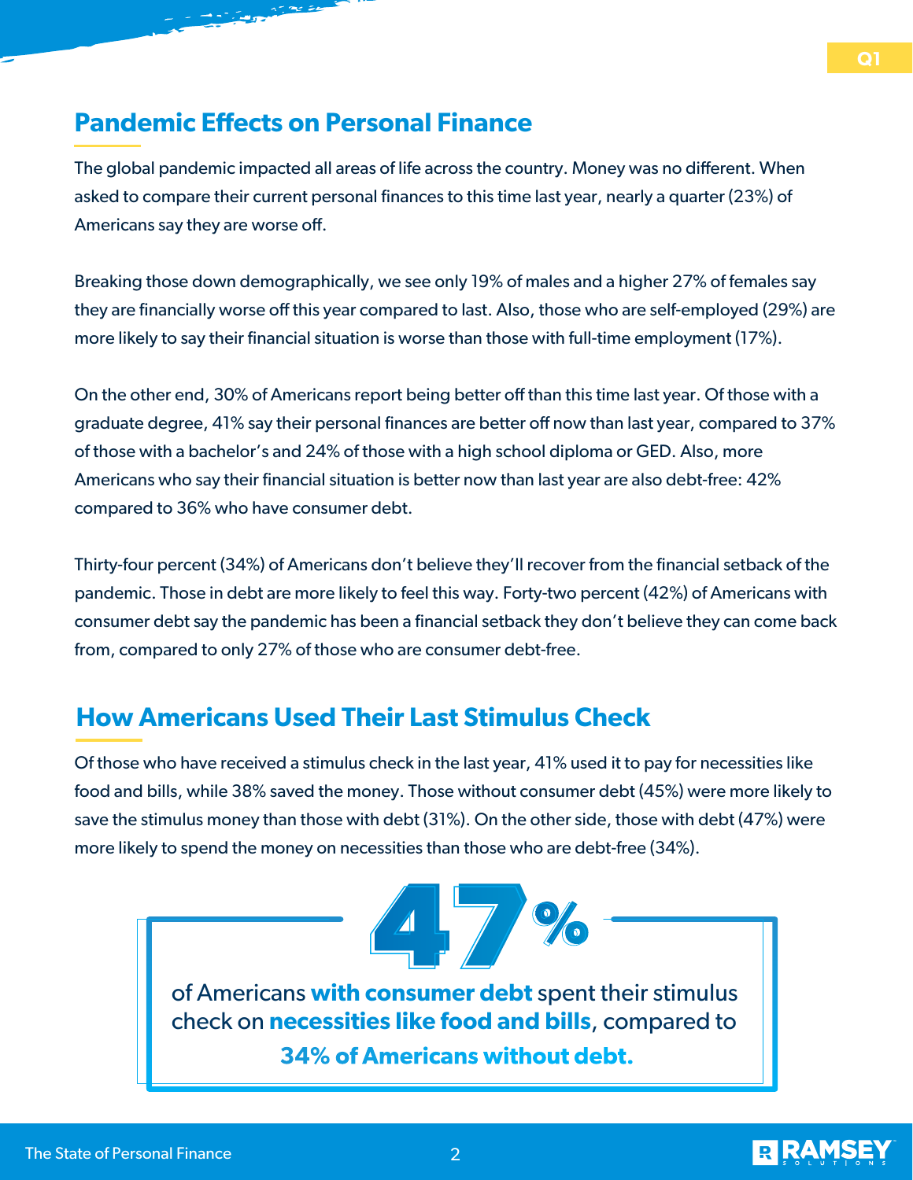## Pandemic Effects on Personal Finance

The global pandemic impacted all areas of life across the country. Money was no different. When asked to compare their current personal finances to this time last year, nearly a quarter (23%) of Americans say they are worse off.

Breaking those down demographically, we see only 19% of males and a higher 27% of females say they are financially worse off this year compared to last. Also, those who are self-employed (29%) are more likely to say their financial situation is worse than those with full-time employment (17%).

On the other end, 30% of Americans report being better off than this time last year. Of those with a graduate degree, 41% say their personal finances are better off now than last year, compared to 37% of those with a bachelor's and 24% of those with a high school diploma or GED. Also, more Americans who say their financial situation is better now than last year are also debt-free: 42% compared to 36% who have consumer debt.

Thirty-four percent (34%) of Americans don't believe they'll recover from the financial setback of the pandemic. Those in debt are more likely to feel this way. Forty-two percent (42%) of Americans with consumer debt say the pandemic has been a financial setback they don't believe they can come back from, compared to only 27% of those who are consumer debt-free.

## How Americans Used Their Last Stimulus Check

Of those who have received a stimulus check in the last year, 41% used it to pay for necessities like food and bills, while 38% saved the money. Those without consumer debt (45%) were more likely to save the stimulus money than those with debt (31%). On the other side, those with debt (47%) were more likely to spend the money on necessities than those who are debt-free (34%).

**47%**

of Americans **with consumer debt** spent their stimulus check on **necessities like food and bills**, compared to **34% of Americans without debt.**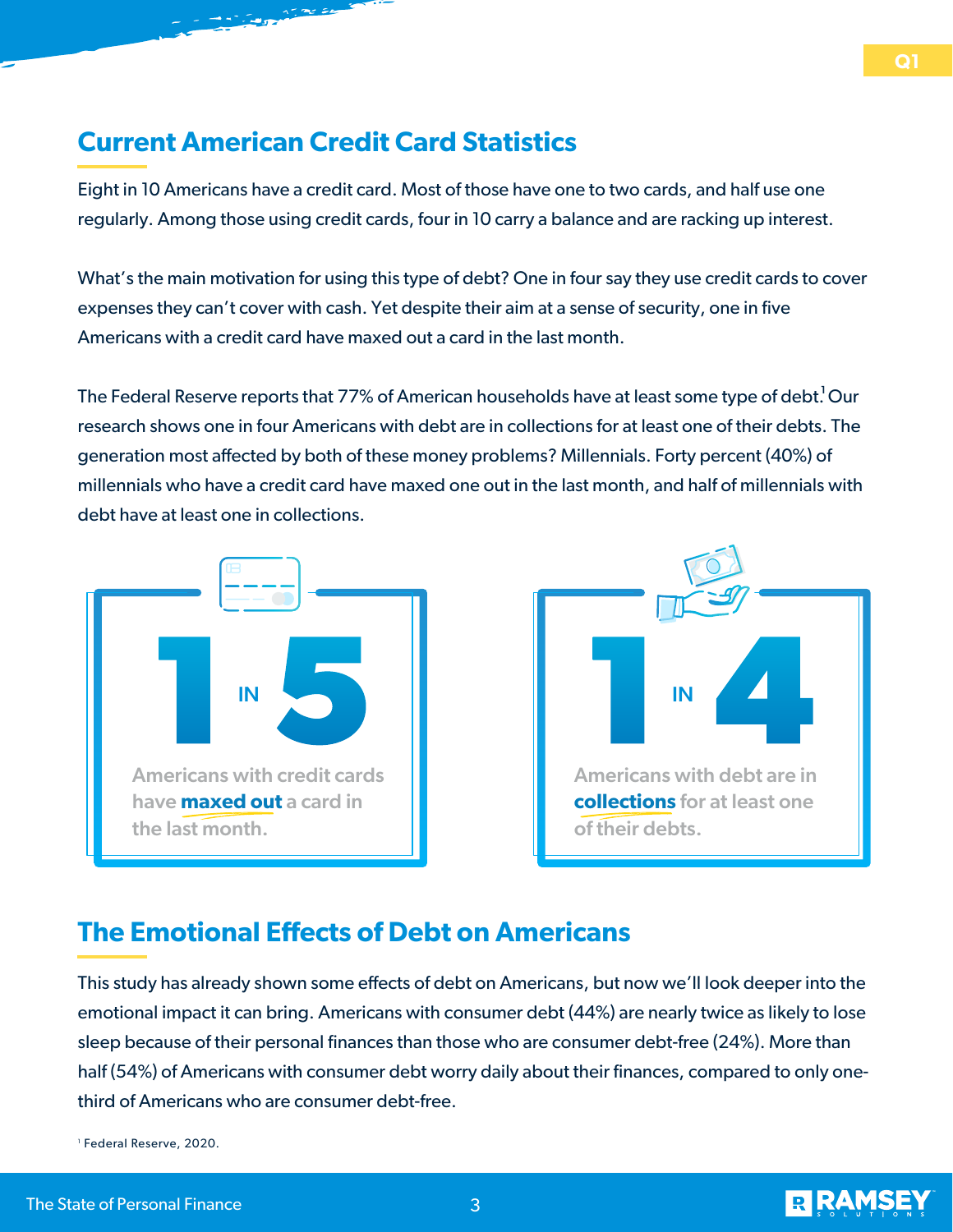## Current American Credit Card Statistics

Eight in 10 Americans have a credit card. Most of those have one to two cards, and half use one regularly. Among those using credit cards, four in 10 carry a balance and are racking up interest.

What's the main motivation for using this type of debt? One in four say they use credit cards to cover expenses they can't cover with cash. Yet despite their aim at a sense of security, one in five Americans with a credit card have maxed out a card in the last month.

The Federal Reserve reports that 77% of American households have at least some type of debt.[1] Our research shows one in four Americans with debt are in collections for at least one of their debts. The generation most affected by both of these money problems? Millennials. Forty percent (40%) of millennials who have a credit card have maxed one out in the last month, and half of millennials with debt have at least one in collections.

**1 IN 5**

Americans with credit cards have **maxed out** a card in the last month.

**1 IN 4**

Americans with debt are in **collections** for at least one of their debts.

## The Emotional Effects of Debt on Americans

This study has already shown some effects of debt on Americans, but now we'll look deeper into the emotional impact it can bring. Americans with consumer debt (44%) are nearly twice as likely to lose sleep because of their personal finances than those who are consumer debt-free (24%). More than half (54%) of Americans with consumer debt worry daily about their finances, compared to only one-third of Americans who are consumer debt-free.

[1] Federal Reserve, 2020.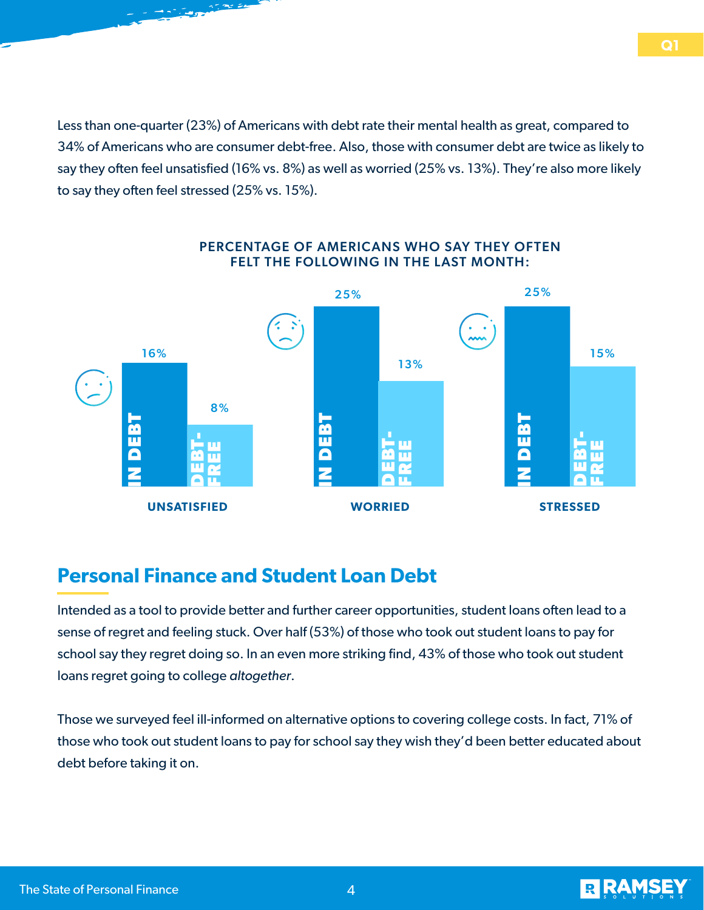Less than one-quarter (23%) of Americans with debt rate their mental health as great, compared to 34% of Americans who are consumer debt-free. Also, those with consumer debt are twice as likely to say they often feel unsatisfied (16% vs. 8%) as well as worried (25% vs. 13%). They're also more likely to say they often feel stressed (25% vs. 15%).

**PERCENTAGE OF AMERICANS WHO SAY THEY OFTEN FELT THE FOLLOWING IN THE LAST MONTH:**

| | IN DEBT | DEBT-FREE |
|---|---|---|
| UNSATISFIED | 16% | 8% |
| WORRIED | 25% | 13% |
| STRESSED | 25% | 15% |

## Personal Finance and Student Loan Debt

Intended as a tool to provide better and further career opportunities, student loans often lead to a sense of regret and feeling stuck. Over half (53%) of those who took out student loans to pay for school say they regret doing so. In an even more striking find, 43% of those who took out student loans regret going to college *altogether*.

Those we surveyed feel ill-informed on alternative options to covering college costs. In fact, 71% of those who took out student loans to pay for school say they wish they'd been better educated about debt before taking it on.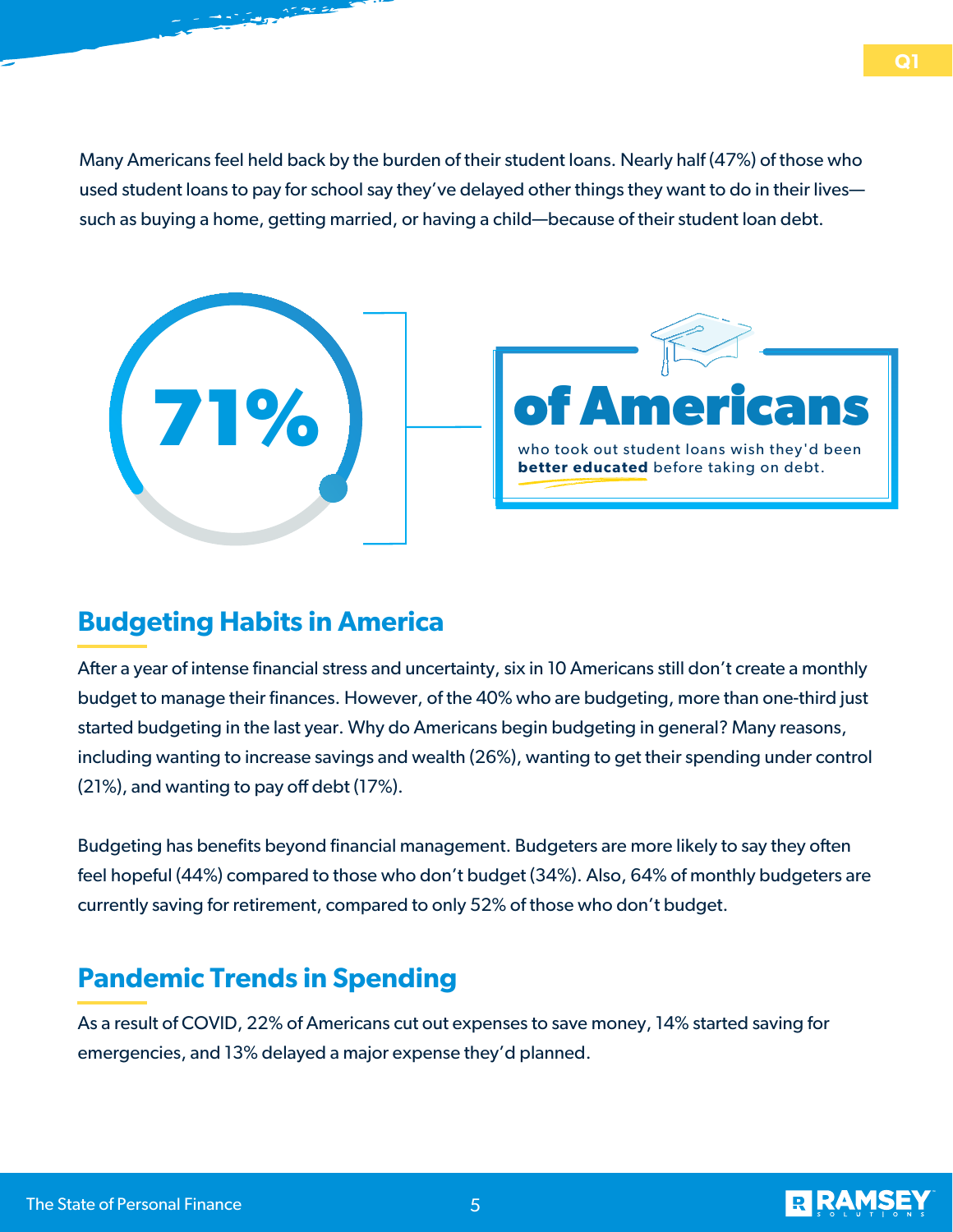Many Americans feel held back by the burden of their student loans. Nearly half (47%) of those who used student loans to pay for school say they've delayed other things they want to do in their lives—such as buying a home, getting married, or having a child—because of their student loan debt.

**71%** **of Americans** who took out student loans wish they'd been **better educated** before taking on debt.

## Budgeting Habits in America

After a year of intense financial stress and uncertainty, six in 10 Americans still don't create a monthly budget to manage their finances. However, of the 40% who are budgeting, more than one-third just started budgeting in the last year. Why do Americans begin budgeting in general? Many reasons, including wanting to increase savings and wealth (26%), wanting to get their spending under control (21%), and wanting to pay off debt (17%).

Budgeting has benefits beyond financial management. Budgeters are more likely to say they often feel hopeful (44%) compared to those who don't budget (34%). Also, 64% of monthly budgeters are currently saving for retirement, compared to only 52% of those who don't budget.

## Pandemic Trends in Spending

As a result of COVID, 22% of Americans cut out expenses to save money, 14% started saving for emergencies, and 13% delayed a major expense they'd planned.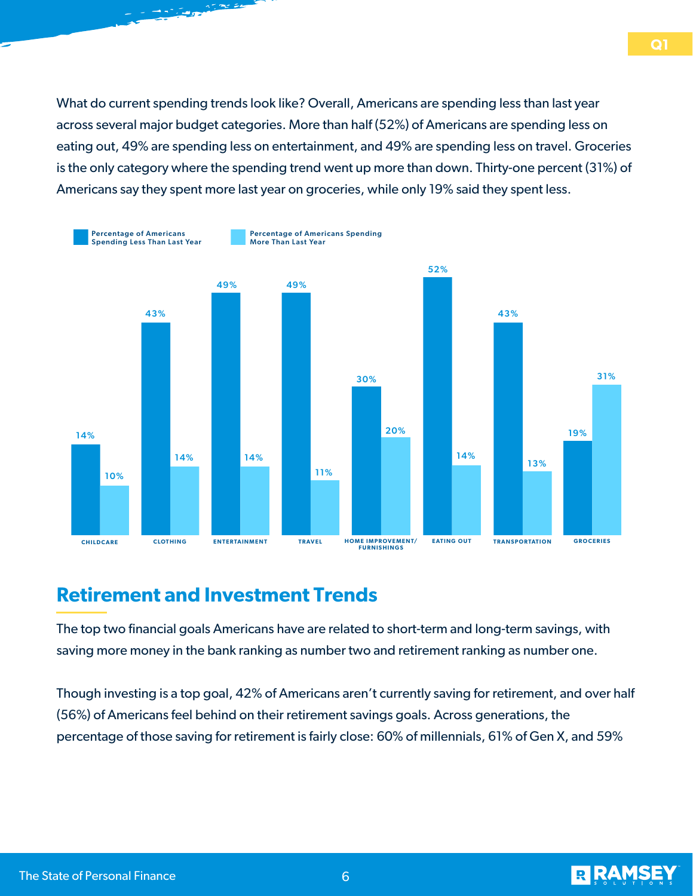What do current spending trends look like? Overall, Americans are spending less than last year across several major budget categories. More than half (52%) of Americans are spending less on eating out, 49% are spending less on entertainment, and 49% are spending less on travel. Groceries is the only category where the spending trend went up more than down. Thirty-one percent (31%) of Americans say they spent more last year on groceries, while only 19% said they spent less.

| Category | Percentage of Americans Spending Less Than Last Year | Percentage of Americans Spending More Than Last Year |
| --- | --- | --- |
| Childcare | 14% | 10% |
| Clothing | 43% | 14% |
| Entertainment | 49% | 14% |
| Travel | 49% | 11% |
| Home Improvement/Furnishings | 30% | 20% |
| Eating Out | 52% | 14% |
| Transportation | 43% | 13% |
| Groceries | 19% | 31% |

## Retirement and Investment Trends

The top two financial goals Americans have are related to short-term and long-term savings, with saving more money in the bank ranking as number two and retirement ranking as number one.

Though investing is a top goal, 42% of Americans aren't currently saving for retirement, and over half (56%) of Americans feel behind on their retirement savings goals. Across generations, the percentage of those saving for retirement is fairly close: 60% of millennials, 61% of Gen X, and 59%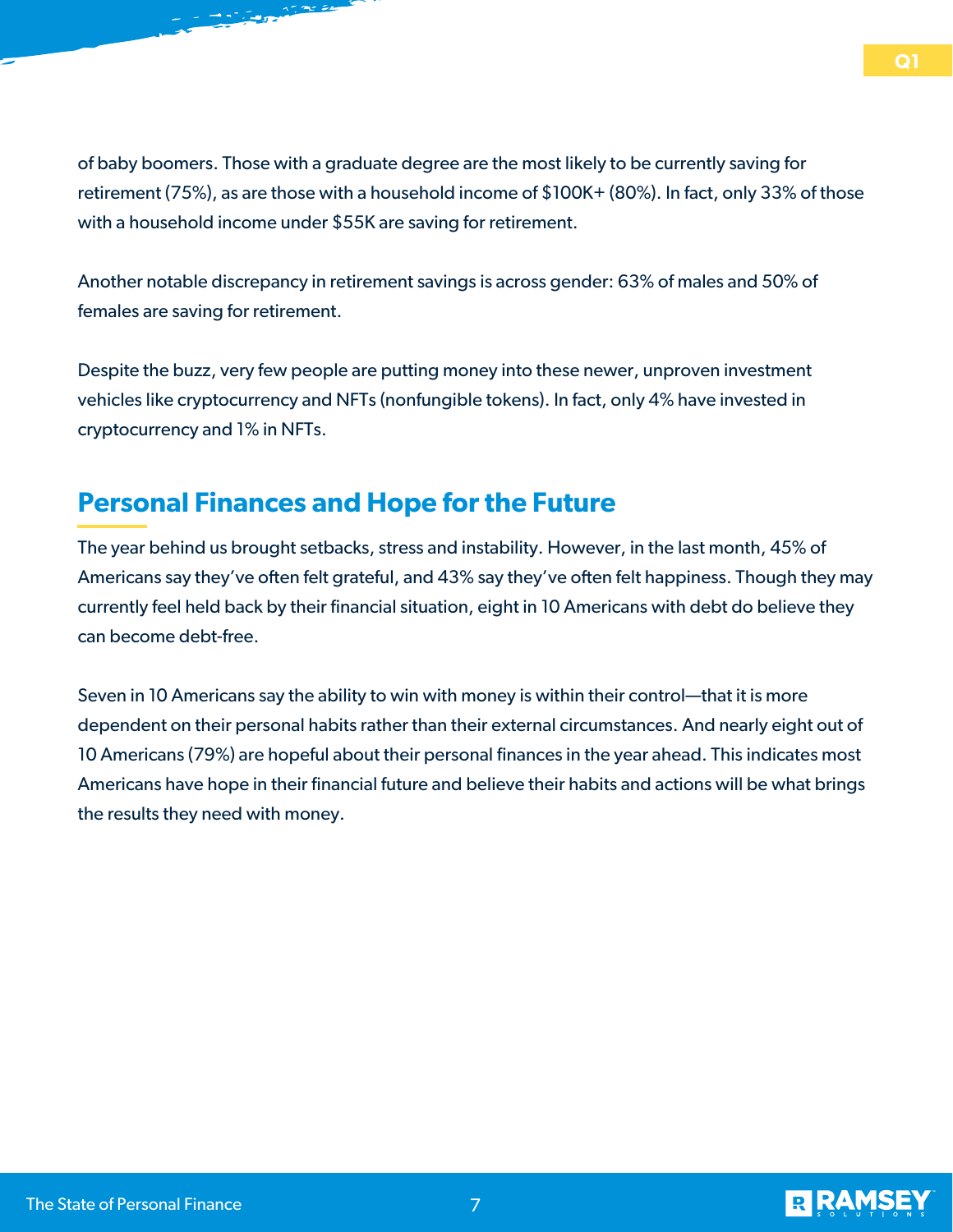of baby boomers. Those with a graduate degree are the most likely to be currently saving for retirement (75%), as are those with a household income of $100K+ (80%). In fact, only 33% of those with a household income under $55K are saving for retirement.

Another notable discrepancy in retirement savings is across gender: 63% of males and 50% of females are saving for retirement.

Despite the buzz, very few people are putting money into these newer, unproven investment vehicles like cryptocurrency and NFTs (nonfungible tokens). In fact, only 4% have invested in cryptocurrency and 1% in NFTs.

## Personal Finances and Hope for the Future

The year behind us brought setbacks, stress and instability. However, in the last month, 45% of Americans say they've often felt grateful, and 43% say they've often felt happiness. Though they may currently feel held back by their financial situation, eight in 10 Americans with debt do believe they can become debt-free.

Seven in 10 Americans say the ability to win with money is within their control—that it is more dependent on their personal habits rather than their external circumstances. And nearly eight out of 10 Americans (79%) are hopeful about their personal finances in the year ahead. This indicates most Americans have hope in their financial future and believe their habits and actions will be what brings the results they need with money.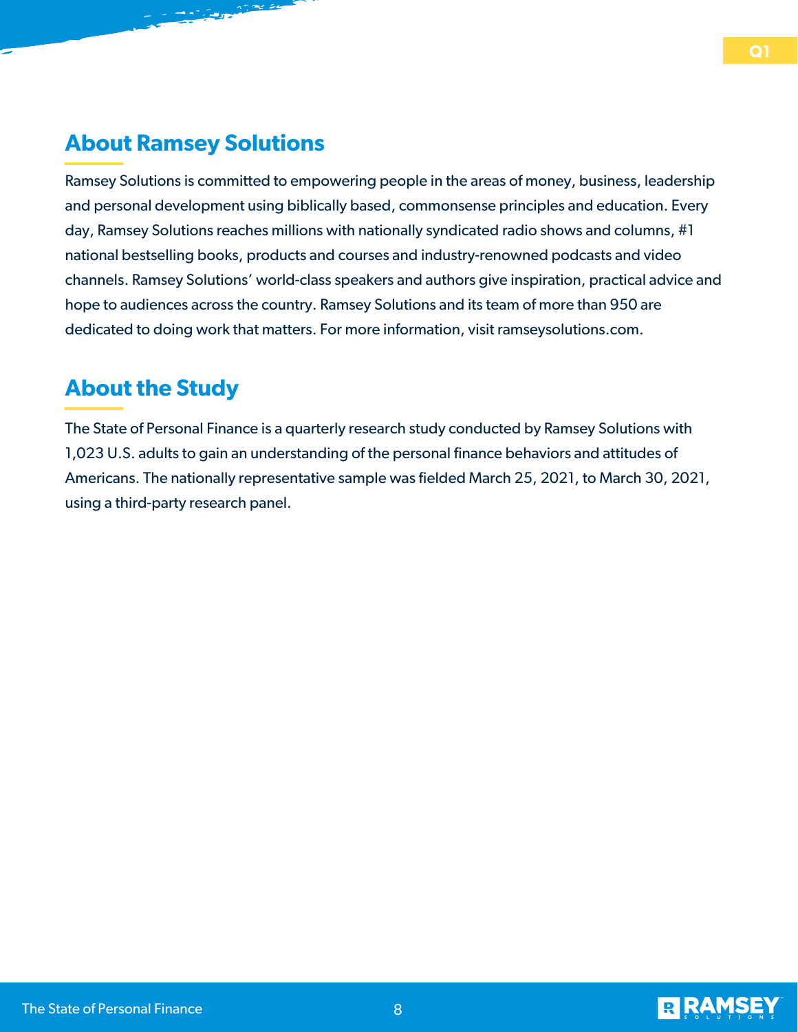## About Ramsey Solutions

Ramsey Solutions is committed to empowering people in the areas of money, business, leadership and personal development using biblically based, commonsense principles and education. Every day, Ramsey Solutions reaches millions with nationally syndicated radio shows and columns, #1 national bestselling books, products and courses and industry-renowned podcasts and video channels. Ramsey Solutions' world-class speakers and authors give inspiration, practical advice and hope to audiences across the country. Ramsey Solutions and its team of more than 950 are dedicated to doing work that matters. For more information, visit ramseysolutions.com.

## About the Study

The State of Personal Finance is a quarterly research study conducted by Ramsey Solutions with 1,023 U.S. adults to gain an understanding of the personal finance behaviors and attitudes of Americans. The nationally representative sample was fielded March 25, 2021, to March 30, 2021, using a third-party research panel.